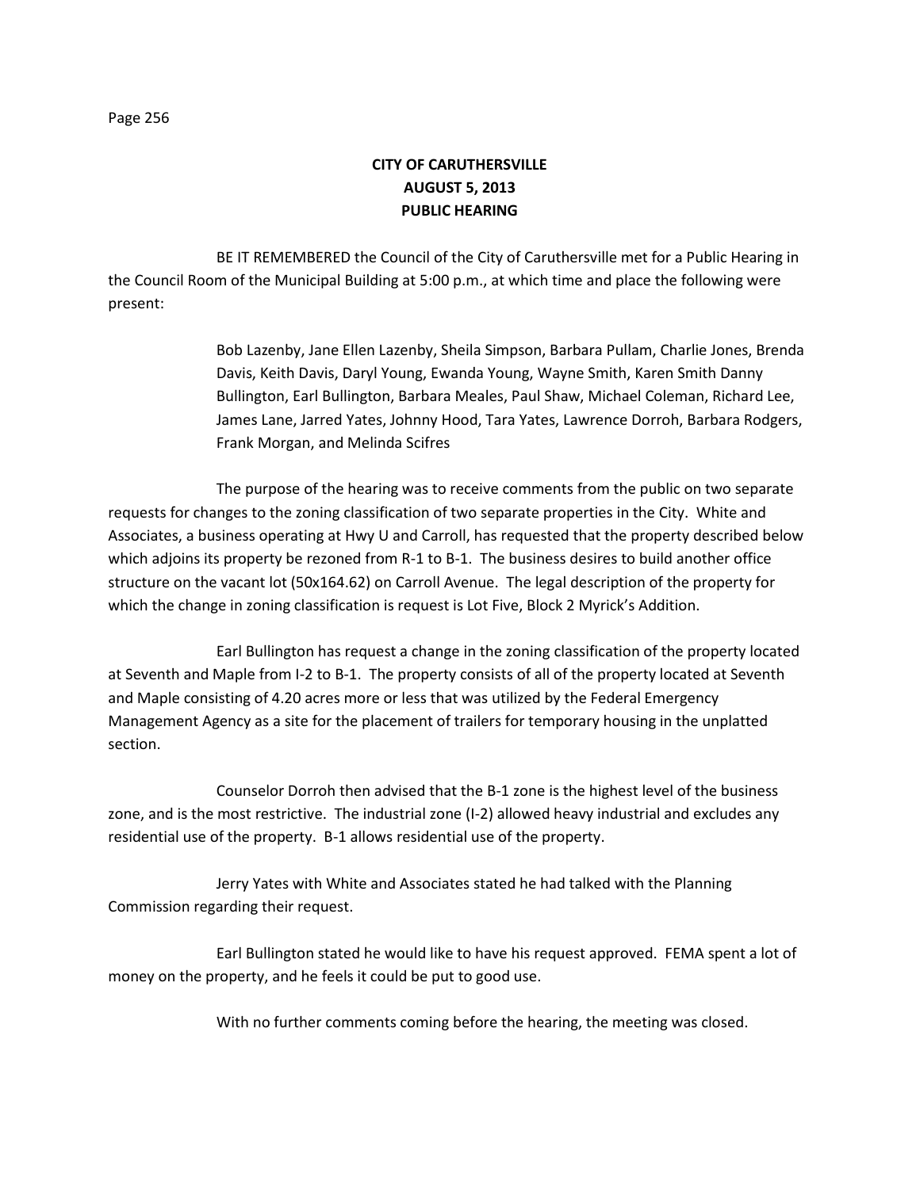**CITY OF CARUTHERSVILLE**
**AUGUST 5, 2013**
**PUBLIC HEARING**

BE IT REMEMBERED the Council of the City of Caruthersville met for a Public Hearing in the Council Room of the Municipal Building at 5:00 p.m., at which time and place the following were present:

> Bob Lazenby, Jane Ellen Lazenby, Sheila Simpson, Barbara Pullam, Charlie Jones, Brenda Davis, Keith Davis, Daryl Young, Ewanda Young, Wayne Smith, Karen Smith Danny Bullington, Earl Bullington, Barbara Meales, Paul Shaw, Michael Coleman, Richard Lee, James Lane, Jarred Yates, Johnny Hood, Tara Yates, Lawrence Dorroh, Barbara Rodgers, Frank Morgan, and Melinda Scifres

The purpose of the hearing was to receive comments from the public on two separate requests for changes to the zoning classification of two separate properties in the City. White and Associates, a business operating at Hwy U and Carroll, has requested that the property described below which adjoins its property be rezoned from R-1 to B-1. The business desires to build another office structure on the vacant lot (50x164.62) on Carroll Avenue. The legal description of the property for which the change in zoning classification is request is Lot Five, Block 2 Myrick's Addition.

Earl Bullington has request a change in the zoning classification of the property located at Seventh and Maple from I-2 to B-1. The property consists of all of the property located at Seventh and Maple consisting of 4.20 acres more or less that was utilized by the Federal Emergency Management Agency as a site for the placement of trailers for temporary housing in the unplatted section.

Counselor Dorroh then advised that the B-1 zone is the highest level of the business zone, and is the most restrictive. The industrial zone (I-2) allowed heavy industrial and excludes any residential use of the property. B-1 allows residential use of the property.

Jerry Yates with White and Associates stated he had talked with the Planning Commission regarding their request.

Earl Bullington stated he would like to have his request approved. FEMA spent a lot of money on the property, and he feels it could be put to good use.

With no further comments coming before the hearing, the meeting was closed.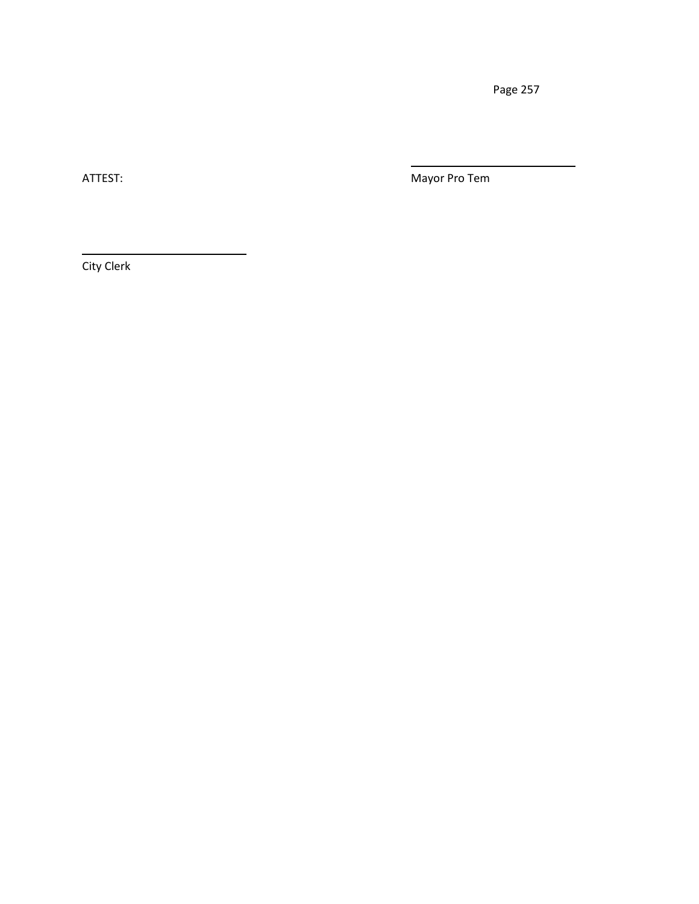ATTEST:

\_\_\_\_\_\_\_\_\_\_\_\_\_\_\_\_\_\_\_\_\_\_\_\_\_\_

Mayor Pro Tem

\_\_\_\_\_\_\_\_\_\_\_\_\_\_\_\_\_\_\_\_\_\_\_\_\_\_

City Clerk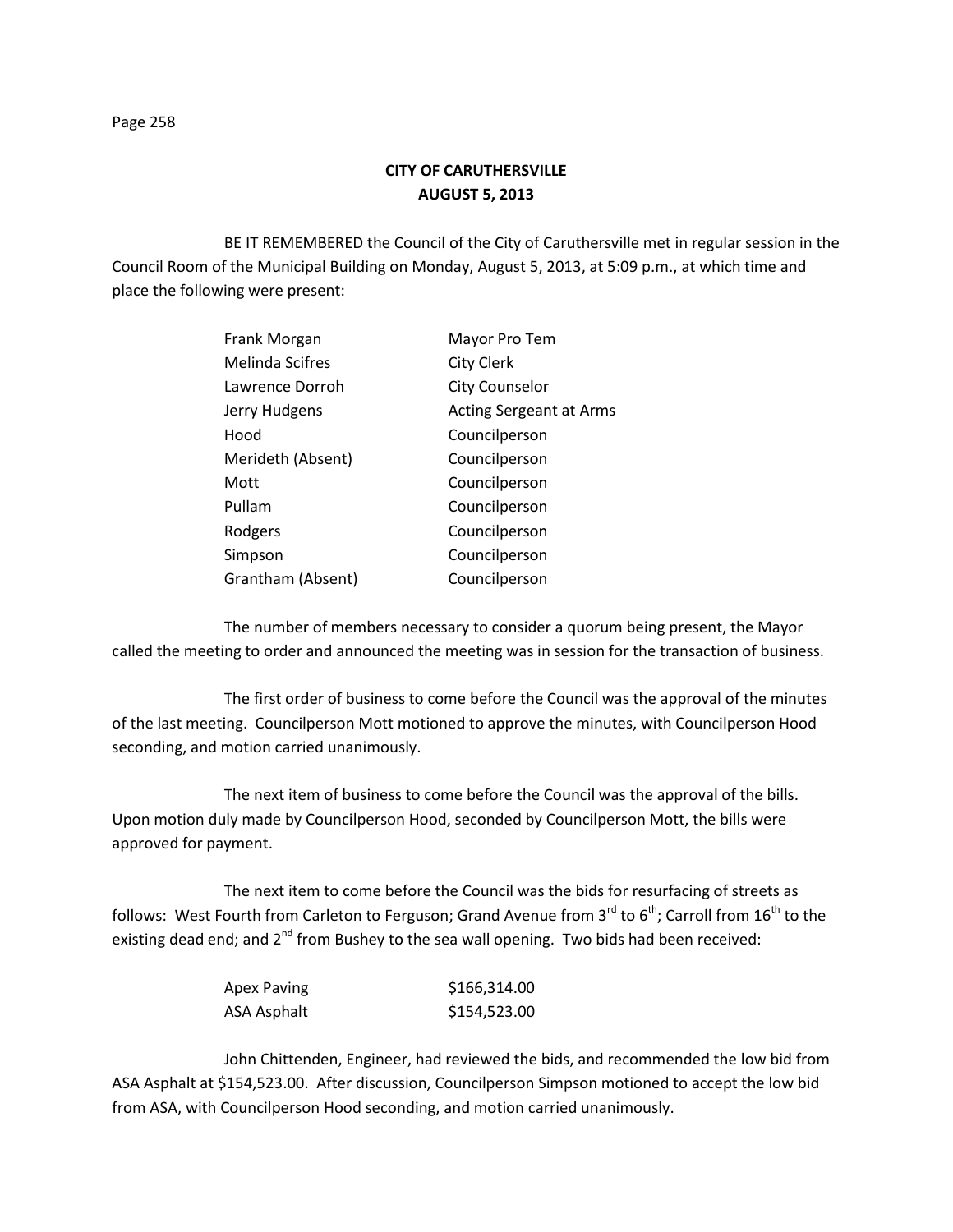**CITY OF CARUTHERSVILLE**
**AUGUST 5, 2013**

BE IT REMEMBERED the Council of the City of Caruthersville met in regular session in the Council Room of the Municipal Building on Monday, August 5, 2013, at 5:09 p.m., at which time and place the following were present:

| | |
|---|---|
| Frank Morgan | Mayor Pro Tem |
| Melinda Scifres | City Clerk |
| Lawrence Dorroh | City Counselor |
| Jerry Hudgens | Acting Sergeant at Arms |
| Hood | Councilperson |
| Merideth (Absent) | Councilperson |
| Mott | Councilperson |
| Pullam | Councilperson |
| Rodgers | Councilperson |
| Simpson | Councilperson |
| Grantham (Absent) | Councilperson |

The number of members necessary to consider a quorum being present, the Mayor called the meeting to order and announced the meeting was in session for the transaction of business.

The first order of business to come before the Council was the approval of the minutes of the last meeting. Councilperson Mott motioned to approve the minutes, with Councilperson Hood seconding, and motion carried unanimously.

The next item of business to come before the Council was the approval of the bills. Upon motion duly made by Councilperson Hood, seconded by Councilperson Mott, the bills were approved for payment.

The next item to come before the Council was the bids for resurfacing of streets as follows: West Fourth from Carleton to Ferguson; Grand Avenue from 3rd to 6th; Carroll from 16th to the existing dead end; and 2nd from Bushey to the sea wall opening. Two bids had been received:

| | |
|---|---|
| Apex Paving | $166,314.00 |
| ASA Asphalt | $154,523.00 |

John Chittenden, Engineer, had reviewed the bids, and recommended the low bid from ASA Asphalt at $154,523.00. After discussion, Councilperson Simpson motioned to accept the low bid from ASA, with Councilperson Hood seconding, and motion carried unanimously.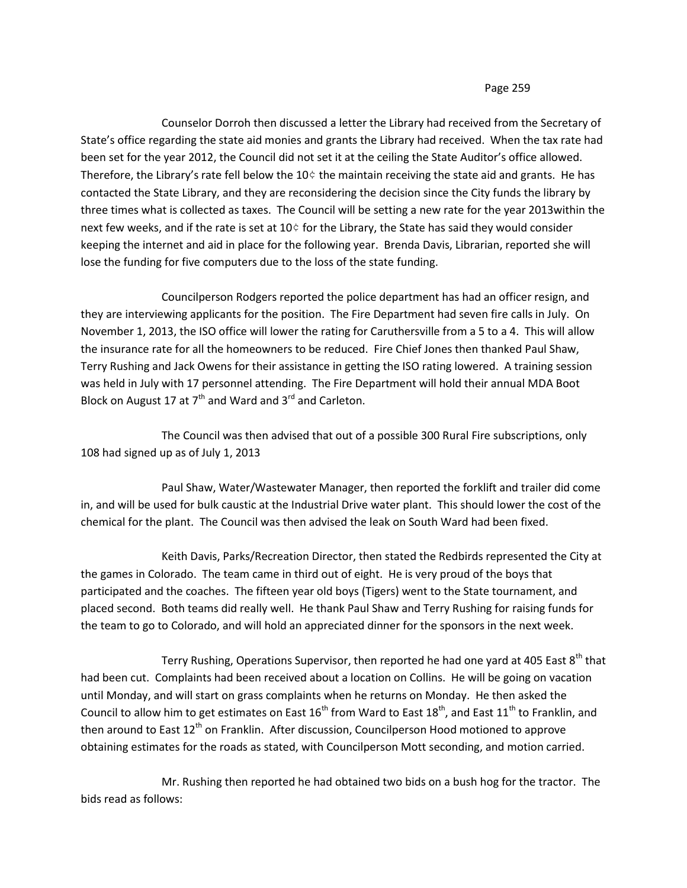Counselor Dorroh then discussed a letter the Library had received from the Secretary of State's office regarding the state aid monies and grants the Library had received. When the tax rate had been set for the year 2012, the Council did not set it at the ceiling the State Auditor's office allowed. Therefore, the Library's rate fell below the 10¢ the maintain receiving the state aid and grants. He has contacted the State Library, and they are reconsidering the decision since the City funds the library by three times what is collected as taxes. The Council will be setting a new rate for the year 2013within the next few weeks, and if the rate is set at 10¢ for the Library, the State has said they would consider keeping the internet and aid in place for the following year. Brenda Davis, Librarian, reported she will lose the funding for five computers due to the loss of the state funding.

Councilperson Rodgers reported the police department has had an officer resign, and they are interviewing applicants for the position. The Fire Department had seven fire calls in July. On November 1, 2013, the ISO office will lower the rating for Caruthersville from a 5 to a 4. This will allow the insurance rate for all the homeowners to be reduced. Fire Chief Jones then thanked Paul Shaw, Terry Rushing and Jack Owens for their assistance in getting the ISO rating lowered. A training session was held in July with 17 personnel attending. The Fire Department will hold their annual MDA Boot Block on August 17 at 7th and Ward and 3rd and Carleton.

The Council was then advised that out of a possible 300 Rural Fire subscriptions, only 108 had signed up as of July 1, 2013

Paul Shaw, Water/Wastewater Manager, then reported the forklift and trailer did come in, and will be used for bulk caustic at the Industrial Drive water plant. This should lower the cost of the chemical for the plant. The Council was then advised the leak on South Ward had been fixed.

Keith Davis, Parks/Recreation Director, then stated the Redbirds represented the City at the games in Colorado. The team came in third out of eight. He is very proud of the boys that participated and the coaches. The fifteen year old boys (Tigers) went to the State tournament, and placed second. Both teams did really well. He thank Paul Shaw and Terry Rushing for raising funds for the team to go to Colorado, and will hold an appreciated dinner for the sponsors in the next week.

Terry Rushing, Operations Supervisor, then reported he had one yard at 405 East 8th that had been cut. Complaints had been received about a location on Collins. He will be going on vacation until Monday, and will start on grass complaints when he returns on Monday. He then asked the Council to allow him to get estimates on East 16th from Ward to East 18th, and East 11th to Franklin, and then around to East 12th on Franklin. After discussion, Councilperson Hood motioned to approve obtaining estimates for the roads as stated, with Councilperson Mott seconding, and motion carried.

Mr. Rushing then reported he had obtained two bids on a bush hog for the tractor. The bids read as follows: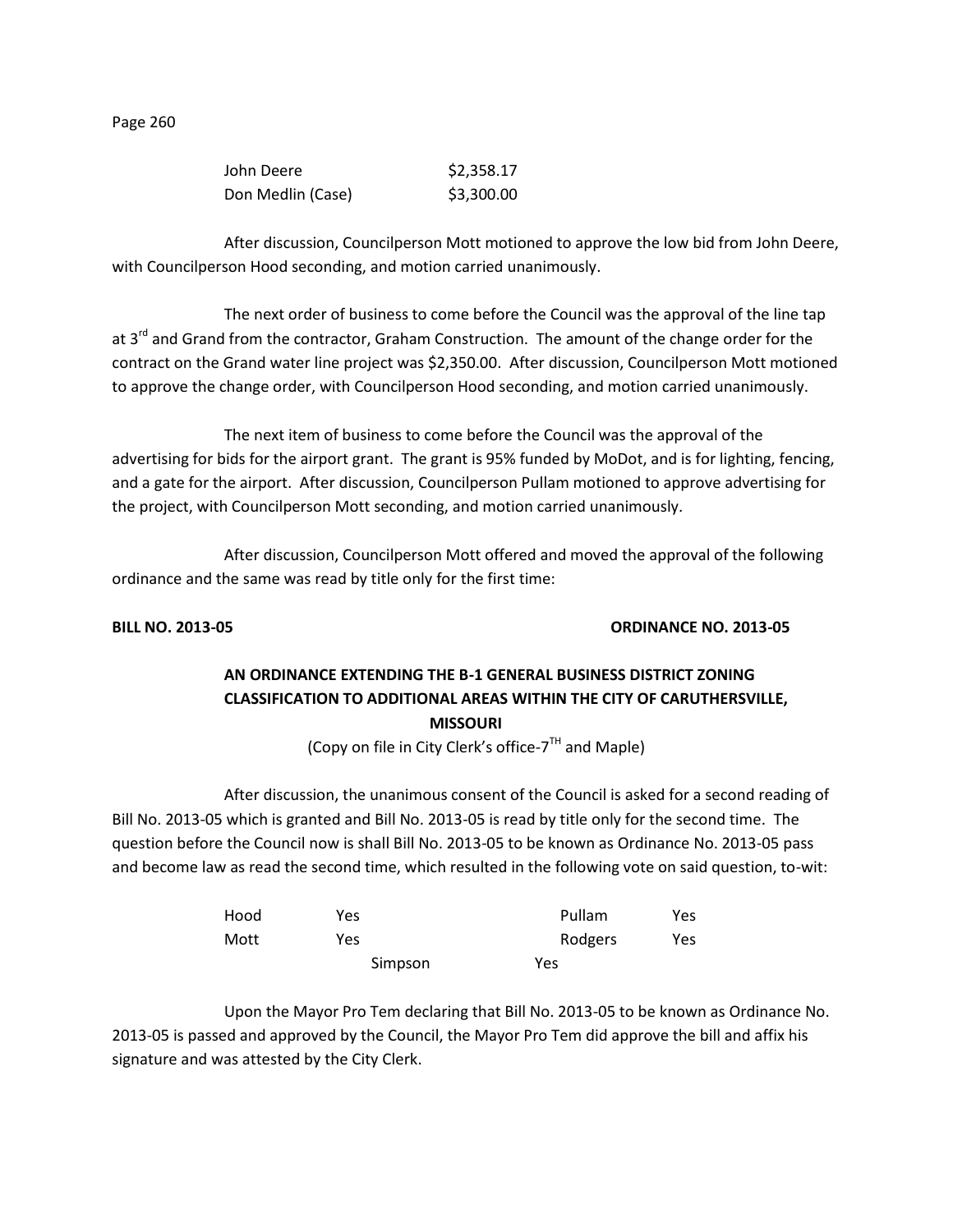| | |
|---|---|
| John Deere | $2,358.17 |
| Don Medlin (Case) | $3,300.00 |

After discussion, Councilperson Mott motioned to approve the low bid from John Deere, with Councilperson Hood seconding, and motion carried unanimously.

The next order of business to come before the Council was the approval of the line tap at 3rd and Grand from the contractor, Graham Construction. The amount of the change order for the contract on the Grand water line project was $2,350.00. After discussion, Councilperson Mott motioned to approve the change order, with Councilperson Hood seconding, and motion carried unanimously.

The next item of business to come before the Council was the approval of the advertising for bids for the airport grant. The grant is 95% funded by MoDot, and is for lighting, fencing, and a gate for the airport. After discussion, Councilperson Pullam motioned to approve advertising for the project, with Councilperson Mott seconding, and motion carried unanimously.

After discussion, Councilperson Mott offered and moved the approval of the following ordinance and the same was read by title only for the first time:

**BILL NO. 2013-05** **ORDINANCE NO. 2013-05**

**AN ORDINANCE EXTENDING THE B-1 GENERAL BUSINESS DISTRICT ZONING CLASSIFICATION TO ADDITIONAL AREAS WITHIN THE CITY OF CARUTHERSVILLE, MISSOURI**

(Copy on file in City Clerk's office-7TH and Maple)

After discussion, the unanimous consent of the Council is asked for a second reading of Bill No. 2013-05 which is granted and Bill No. 2013-05 is read by title only for the second time. The question before the Council now is shall Bill No. 2013-05 to be known as Ordinance No. 2013-05 pass and become law as read the second time, which resulted in the following vote on said question, to-wit:

| | | | |
|---|---|---|---|
| Hood | Yes | Pullam | Yes |
| Mott | Yes | Rodgers | Yes |
| Simpson | Yes | | |

Upon the Mayor Pro Tem declaring that Bill No. 2013-05 to be known as Ordinance No. 2013-05 is passed and approved by the Council, the Mayor Pro Tem did approve the bill and affix his signature and was attested by the City Clerk.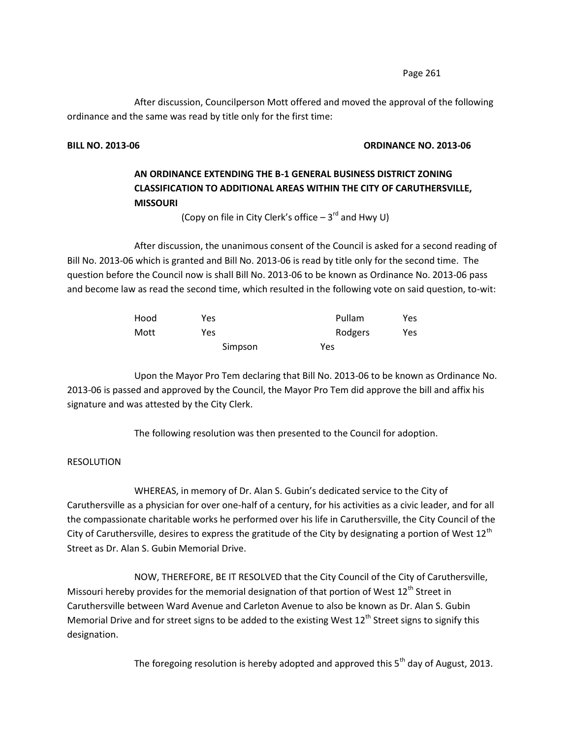After discussion, Councilperson Mott offered and moved the approval of the following ordinance and the same was read by title only for the first time:

**BILL NO. 2013-06** **ORDINANCE NO. 2013-06**

**AN ORDINANCE EXTENDING THE B-1 GENERAL BUSINESS DISTRICT ZONING CLASSIFICATION TO ADDITIONAL AREAS WITHIN THE CITY OF CARUTHERSVILLE, MISSOURI**

(Copy on file in City Clerk's office – 3rd and Hwy U)

After discussion, the unanimous consent of the Council is asked for a second reading of Bill No. 2013-06 which is granted and Bill No. 2013-06 is read by title only for the second time. The question before the Council now is shall Bill No. 2013-06 to be known as Ordinance No. 2013-06 pass and become law as read the second time, which resulted in the following vote on said question, to-wit:

| | | | |
|---|---|---|---|
| Hood | Yes | Pullam | Yes |
| Mott | Yes | Rodgers | Yes |
| Simpson | Yes | | |

Upon the Mayor Pro Tem declaring that Bill No. 2013-06 to be known as Ordinance No. 2013-06 is passed and approved by the Council, the Mayor Pro Tem did approve the bill and affix his signature and was attested by the City Clerk.

The following resolution was then presented to the Council for adoption.

RESOLUTION

WHEREAS, in memory of Dr. Alan S. Gubin's dedicated service to the City of Caruthersville as a physician for over one-half of a century, for his activities as a civic leader, and for all the compassionate charitable works he performed over his life in Caruthersville, the City Council of the City of Caruthersville, desires to express the gratitude of the City by designating a portion of West 12th Street as Dr. Alan S. Gubin Memorial Drive.

NOW, THEREFORE, BE IT RESOLVED that the City Council of the City of Caruthersville, Missouri hereby provides for the memorial designation of that portion of West 12th Street in Caruthersville between Ward Avenue and Carleton Avenue to also be known as Dr. Alan S. Gubin Memorial Drive and for street signs to be added to the existing West 12th Street signs to signify this designation.

The foregoing resolution is hereby adopted and approved this 5th day of August, 2013.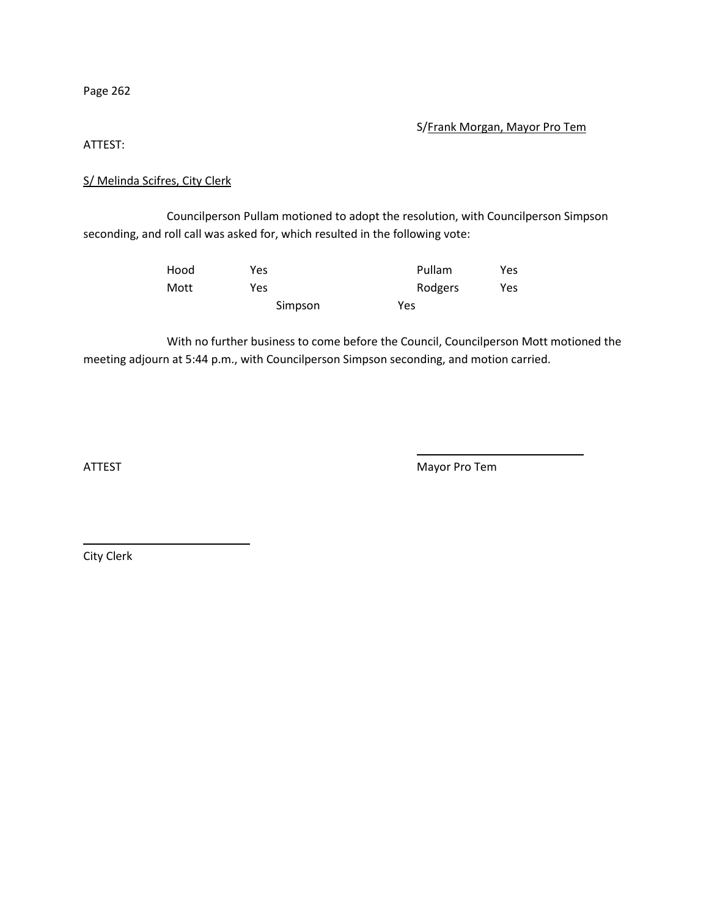S/Frank Morgan, Mayor Pro Tem

ATTEST:

S/ Melinda Scifres, City Clerk

Councilperson Pullam motioned to adopt the resolution, with Councilperson Simpson seconding, and roll call was asked for, which resulted in the following vote:

| | | | |
|---|---|---|---|
| Hood | Yes | Pullam | Yes |
| Mott | Yes | Rodgers | Yes |
| Simpson | Yes | | |

With no further business to come before the Council, Councilperson Mott motioned the meeting adjourn at 5:44 p.m., with Councilperson Simpson seconding, and motion carried.

ATTEST

Mayor Pro Tem

City Clerk